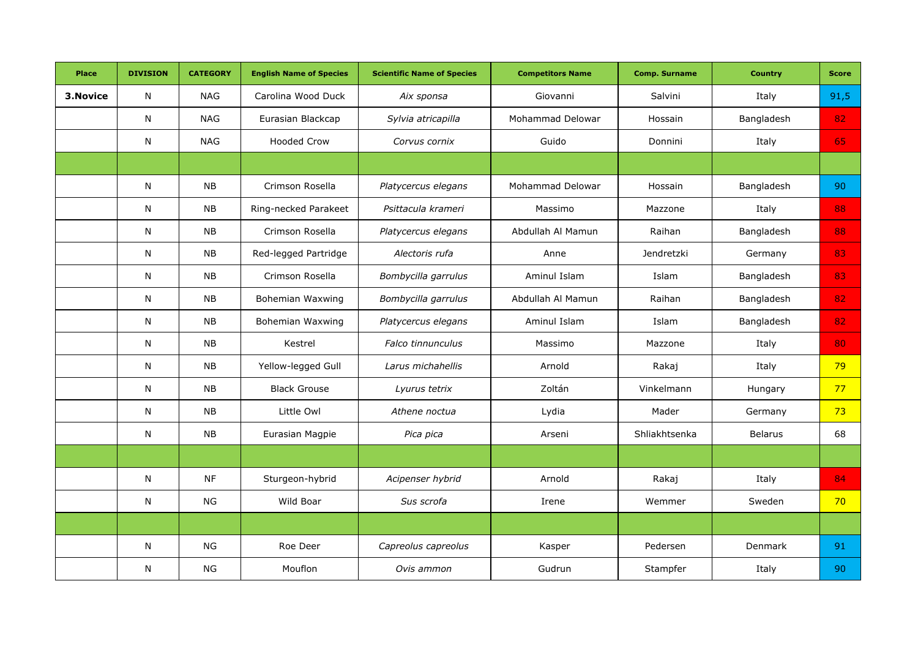| Place | DIVISION | CATEGORY | English Name of Species | Scientific Name of Species | Competitors Name | Comp. Surname | Country | Score |
|---|---|---|---|---|---|---|---|---|
| **3.Novice** | N | NAG | Carolina Wood Duck | *Aix sponsa* | Giovanni | Salvini | Italy | 91,5 |
| | N | NAG | Eurasian Blackcap | *Sylvia atricapilla* | Mohammad Delowar | Hossain | Bangladesh | 82 |
| | N | NAG | Hooded Crow | *Corvus cornix* | Guido | Donnini | Italy | 65 |
| | | | | | | | | |
| | N | NB | Crimson Rosella | *Platycercus elegans* | Mohammad Delowar | Hossain | Bangladesh | 90 |
| | N | NB | Ring-necked Parakeet | *Psittacula krameri* | Massimo | Mazzone | Italy | 88 |
| | N | NB | Crimson Rosella | *Platycercus elegans* | Abdullah Al Mamun | Raihan | Bangladesh | 88 |
| | N | NB | Red-legged Partridge | *Alectoris rufa* | Anne | Jendretzki | Germany | 83 |
| | N | NB | Crimson Rosella | *Bombycilla garrulus* | Aminul Islam | Islam | Bangladesh | 83 |
| | N | NB | Bohemian Waxwing | *Bombycilla garrulus* | Abdullah Al Mamun | Raihan | Bangladesh | 82 |
| | N | NB | Bohemian Waxwing | *Platycercus elegans* | Aminul Islam | Islam | Bangladesh | 82 |
| | N | NB | Kestrel | *Falco tinnunculus* | Massimo | Mazzone | Italy | 80 |
| | N | NB | Yellow-legged Gull | *Larus michahellis* | Arnold | Rakaj | Italy | 79 |
| | N | NB | Black Grouse | *Lyurus tetrix* | Zoltán | Vinkelmann | Hungary | 77 |
| | N | NB | Little Owl | *Athene noctua* | Lydia | Mader | Germany | 73 |
| | N | NB | Eurasian Magpie | *Pica pica* | Arseni | Shliakhtsenka | Belarus | 68 |
| | | | | | | | | |
| | N | NF | Sturgeon-hybrid | *Acipenser hybrid* | Arnold | Rakaj | Italy | 84 |
| | N | NG | Wild Boar | *Sus scrofa* | Irene | Wemmer | Sweden | 70 |
| | | | | | | | | |
| | N | NG | Roe Deer | *Capreolus capreolus* | Kasper | Pedersen | Denmark | 91 |
| | N | NG | Mouflon | *Ovis ammon* | Gudrun | Stampfer | Italy | 90 |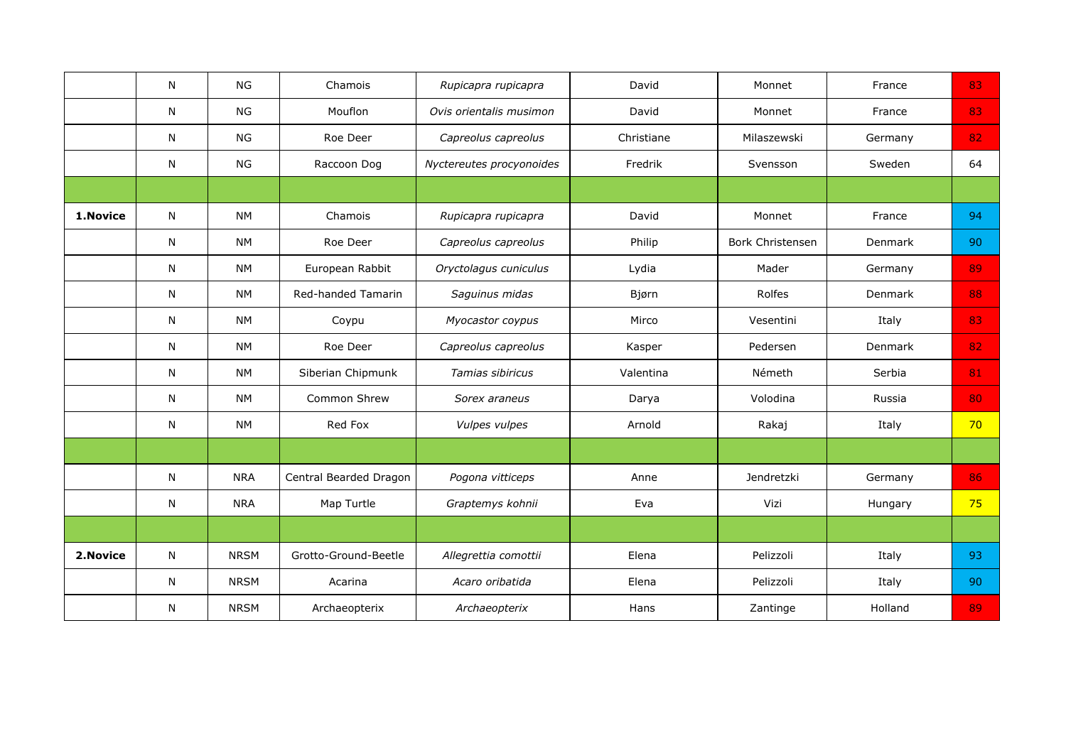| | | | | | | | | |
|---|---|---|---|---|---|---|---|---|
| | N | NG | Chamois | *Rupicapra rupicapra* | David | Monnet | France | 83 |
| | N | NG | Mouflon | *Ovis orientalis musimon* | David | Monnet | France | 83 |
| | N | NG | Roe Deer | *Capreolus capreolus* | Christiane | Milaszewski | Germany | 82 |
| | N | NG | Raccoon Dog | *Nyctereutes procyonoides* | Fredrik | Svensson | Sweden | 64 |
| | | | | | | | | |
| **1.Novice** | N | NM | Chamois | *Rupicapra rupicapra* | David | Monnet | France | 94 |
| | N | NM | Roe Deer | *Capreolus capreolus* | Philip | Bork Christensen | Denmark | 90 |
| | N | NM | European Rabbit | *Oryctolagus cuniculus* | Lydia | Mader | Germany | 89 |
| | N | NM | Red-handed Tamarin | *Saguinus midas* | Bjørn | Rolfes | Denmark | 88 |
| | N | NM | Coypu | *Myocastor coypus* | Mirco | Vesentini | Italy | 83 |
| | N | NM | Roe Deer | *Capreolus capreolus* | Kasper | Pedersen | Denmark | 82 |
| | N | NM | Siberian Chipmunk | *Tamias sibiricus* | Valentina | Németh | Serbia | 81 |
| | N | NM | Common Shrew | *Sorex araneus* | Darya | Volodina | Russia | 80 |
| | N | NM | Red Fox | *Vulpes vulpes* | Arnold | Rakaj | Italy | 70 |
| | | | | | | | | |
| | N | NRA | Central Bearded Dragon | *Pogona vitticeps* | Anne | Jendretzki | Germany | 86 |
| | N | NRA | Map Turtle | *Graptemys kohnii* | Eva | Vizi | Hungary | 75 |
| | | | | | | | | |
| **2.Novice** | N | NRSM | Grotto-Ground-Beetle | *Allegrettia comottii* | Elena | Pelizzoli | Italy | 93 |
| | N | NRSM | Acarina | *Acaro oribatida* | Elena | Pelizzoli | Italy | 90 |
| | N | NRSM | Archaeopterix | *Archaeopterix* | Hans | Zantinge | Holland | 89 |